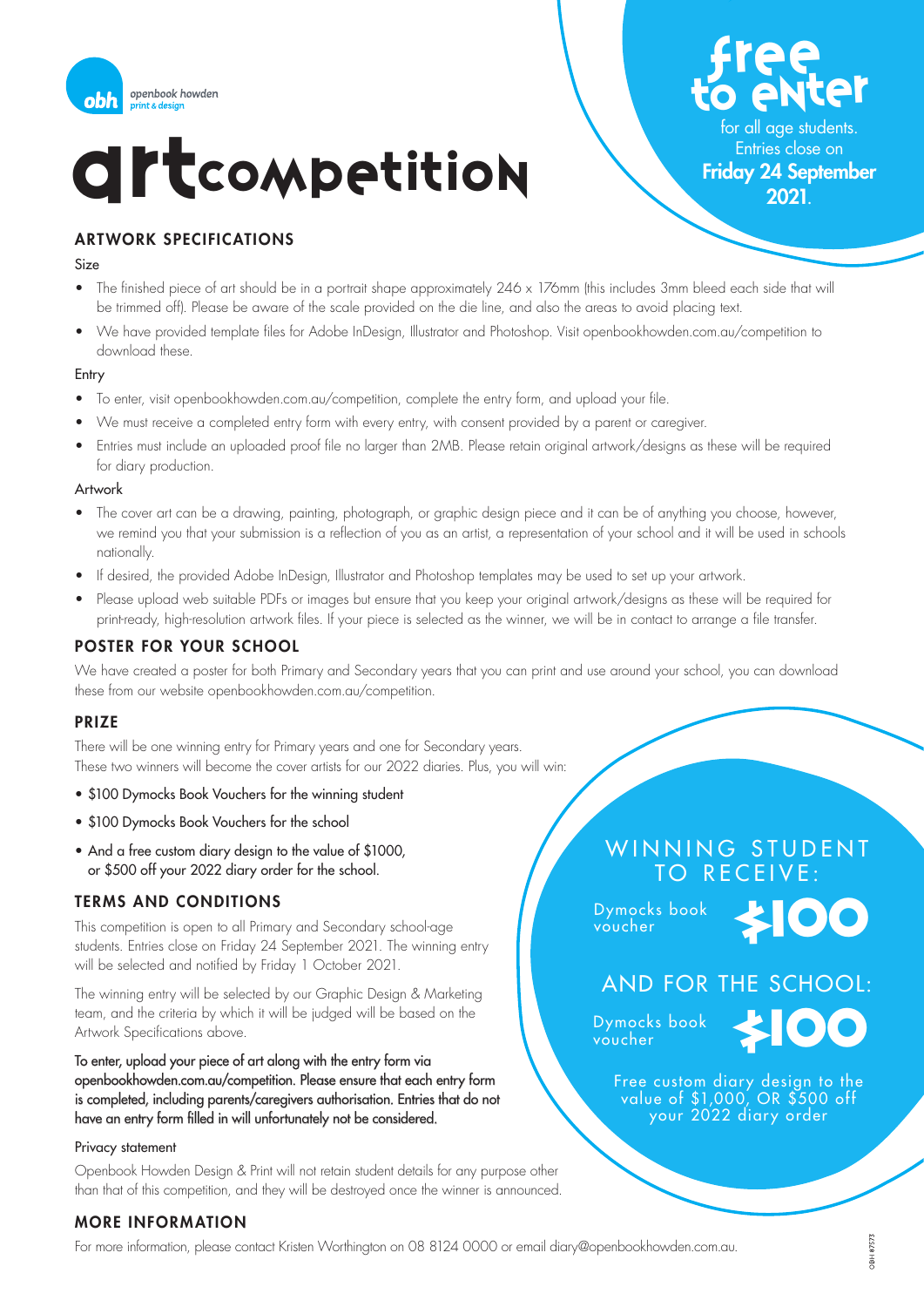openbook howden print & design

# artcompetition

**free to enter** for all age students. Entries close on **Friday 24 September 2021**.

## ARTWORK SPECIFICATIONS

### Size

- The finished piece of art should be in a portrait shape approximately 246 x 176mm (this includes 3mm bleed each side that will be trimmed off). Please be aware of the scale provided on the die line, and also the areas to avoid placing text.
- We have provided template files for Adobe InDesign, Illustrator and Photoshop. Visit openbookhowden.com.au/competition to download these.

### Entry

- To enter, visit openbookhowden.com.au/competition, complete the entry form, and upload your file.
- We must receive a completed entry form with every entry, with consent provided by a parent or caregiver.
- Entries must include an uploaded proof file no larger than 2MB. Please retain original artwork/designs as these will be required for diary production.

### Artwork

- The cover art can be a drawing, painting, photograph, or graphic design piece and it can be of anything you choose, however, we remind you that your submission is a reflection of you as an artist, a representation of your school and it will be used in schools nationally.
- If desired, the provided Adobe InDesign, Illustrator and Photoshop templates may be used to set up your artwork.
- Please upload web suitable PDFs or images but ensure that you keep your original artwork/designs as these will be required for print-ready, high-resolution artwork files. If your piece is selected as the winner, we will be in contact to arrange a file transfer.

## POSTER FOR YOUR SCHOOL

We have created a poster for both Primary and Secondary years that you can print and use around your school, you can download these from our website openbookhowden.com.au/competition.

## PRIZE

There will be one winning entry for Primary years and one for Secondary years. These two winners will become the cover artists for our 2022 diaries. Plus, you will win:

- $100 Dymocks Book Vouchers for the winning student
- $100 Dymocks Book Vouchers for the school
- And a free custom diary design to the value of $1000, or $500 off your 2022 diary order for the school.

## TERMS AND CONDITIONS

This competition is open to all Primary and Secondary school-age students. Entries close on Friday 24 September 2021. The winning entry will be selected and notified by Friday 1 October 2021.

The winning entry will be selected by our Graphic Design & Marketing team, and the criteria by which it will be judged will be based on the Artwork Specifications above.

**To enter, upload your piece of art along with the entry form via openbookhowden.com.au/competition. Please ensure that each entry form is completed, including parents/caregivers authorisation. Entries that do not have an entry form filled in will unfortunately not be considered.**

### Privacy statement

Openbook Howden Design & Print will not retain student details for any purpose other than that of this competition, and they will be destroyed once the winner is announced.

WINNING STUDENT TO RECEIVE:

Dymocks book voucher **$100**

AND FOR THE SCHOOL:

Dymocks book voucher **$100**

Free custom diary design to the value of $1,000, OR $500 off your 2022 diary order

## MORE INFORMATION

For more information, please contact Kristen Worthington on 08 8124 0000 or email diary@openbookhowden.com.au.

OBH #7573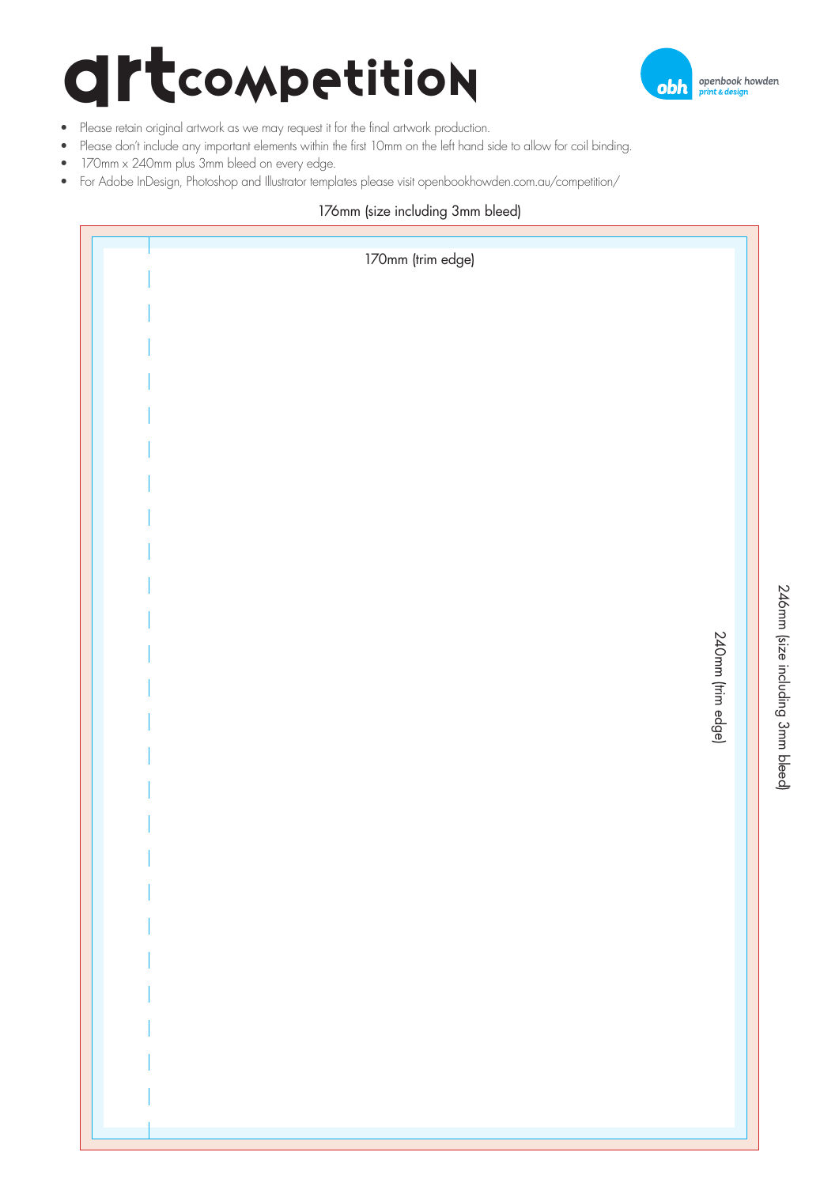# artcompetition

openbook howden
print & design

- Please retain original artwork as we may request it for the final artwork production.
- Please don't include any important elements within the first 10mm on the left hand side to allow for coil binding.
- 170mm x 240mm plus 3mm bleed on every edge.
- For Adobe InDesign, Photoshop and Illustrator templates please visit openbookhowden.com.au/competition/

176mm (size including 3mm bleed)

170mm (trim edge)

240mm (trim edge)

246mm (size including 3mm bleed)